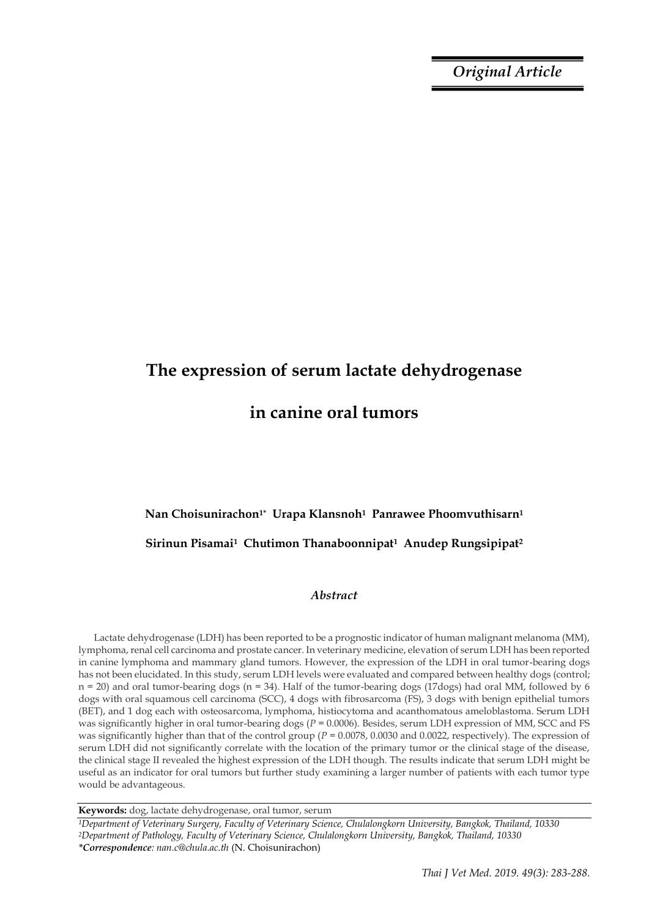*Original Article*

# The expression of serum lactate dehydrogenase in canine oral tumors

**Nan Choisunirachon[1*] Urapa Klansnoh[1] Panrawee Phoomvuthisarn[1]**

**Sirinun Pisamai[1] Chutimon Thanaboonnipat[1] Anudep Rungsipipat[2]**

### *Abstract*

Lactate dehydrogenase (LDH) has been reported to be a prognostic indicator of human malignant melanoma (MM), lymphoma, renal cell carcinoma and prostate cancer. In veterinary medicine, elevation of serum LDH has been reported in canine lymphoma and mammary gland tumors. However, the expression of the LDH in oral tumor-bearing dogs has not been elucidated. In this study, serum LDH levels were evaluated and compared between healthy dogs (control; n = 20) and oral tumor-bearing dogs (n = 34). Half of the tumor-bearing dogs (17dogs) had oral MM, followed by 6 dogs with oral squamous cell carcinoma (SCC), 4 dogs with fibrosarcoma (FS), 3 dogs with benign epithelial tumors (BET), and 1 dog each with osteosarcoma, lymphoma, histiocytoma and acanthomatous ameloblastoma. Serum LDH was significantly higher in oral tumor-bearing dogs (*P* = 0.0006). Besides, serum LDH expression of MM, SCC and FS was significantly higher than that of the control group (*P* = 0.0078, 0.0030 and 0.0022, respectively). The expression of serum LDH did not significantly correlate with the location of the primary tumor or the clinical stage of the disease, the clinical stage II revealed the highest expression of the LDH though. The results indicate that serum LDH might be useful as an indicator for oral tumors but further study examining a larger number of patients with each tumor type would be advantageous.

**Keywords:** dog, lactate dehydrogenase, oral tumor, serum

[1]*Department of Veterinary Surgery, Faculty of Veterinary Science, Chulalongkorn University, Bangkok, Thailand, 10330*
[2]*Department of Pathology, Faculty of Veterinary Science, Chulalongkorn University, Bangkok, Thailand, 10330*
*\*Correspondence: nan.c@chula.ac.th* (N. Choisunirachon)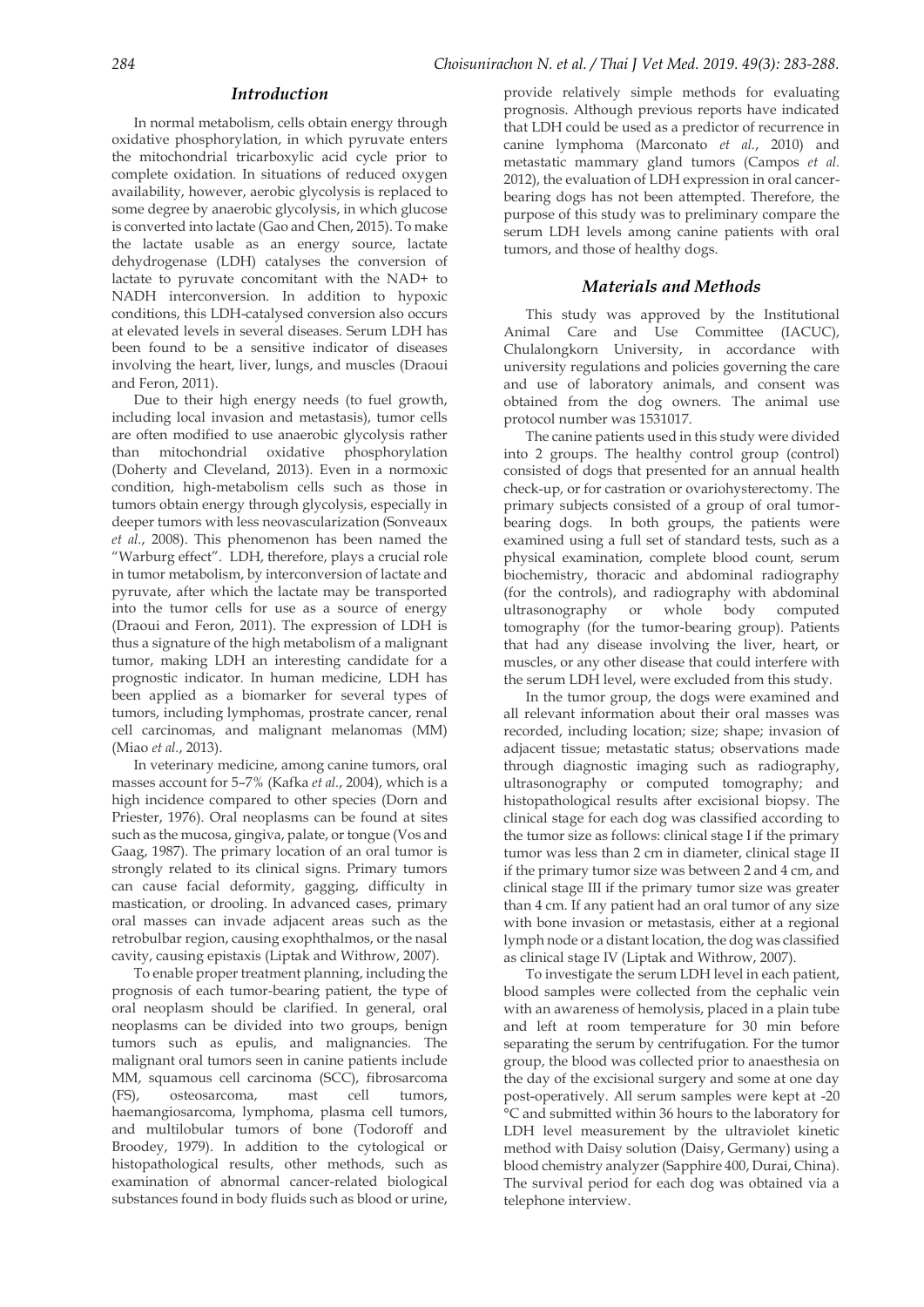## Introduction

In normal metabolism, cells obtain energy through oxidative phosphorylation, in which pyruvate enters the mitochondrial tricarboxylic acid cycle prior to complete oxidation. In situations of reduced oxygen availability, however, aerobic glycolysis is replaced to some degree by anaerobic glycolysis, in which glucose is converted into lactate (Gao and Chen, 2015). To make the lactate usable as an energy source, lactate dehydrogenase (LDH) catalyses the conversion of lactate to pyruvate concomitant with the NAD+ to NADH interconversion. In addition to hypoxic conditions, this LDH-catalysed conversion also occurs at elevated levels in several diseases. Serum LDH has been found to be a sensitive indicator of diseases involving the heart, liver, lungs, and muscles (Draoui and Feron, 2011).

Due to their high energy needs (to fuel growth, including local invasion and metastasis), tumor cells are often modified to use anaerobic glycolysis rather than mitochondrial oxidative phosphorylation (Doherty and Cleveland, 2013). Even in a normoxic condition, high-metabolism cells such as those in tumors obtain energy through glycolysis, especially in deeper tumors with less neovascularization (Sonveaux *et al.*, 2008). This phenomenon has been named the "Warburg effect". LDH, therefore, plays a crucial role in tumor metabolism, by interconversion of lactate and pyruvate, after which the lactate may be transported into the tumor cells for use as a source of energy (Draoui and Feron, 2011). The expression of LDH is thus a signature of the high metabolism of a malignant tumor, making LDH an interesting candidate for a prognostic indicator. In human medicine, LDH has been applied as a biomarker for several types of tumors, including lymphomas, prostrate cancer, renal cell carcinomas, and malignant melanomas (MM) (Miao *et al.*, 2013).

In veterinary medicine, among canine tumors, oral masses account for 5–7% (Kafka *et al.*, 2004), which is a high incidence compared to other species (Dorn and Priester, 1976). Oral neoplasms can be found at sites such as the mucosa, gingiva, palate, or tongue (Vos and Gaag, 1987). The primary location of an oral tumor is strongly related to its clinical signs. Primary tumors can cause facial deformity, gagging, difficulty in mastication, or drooling. In advanced cases, primary oral masses can invade adjacent areas such as the retrobulbar region, causing exophthalmos, or the nasal cavity, causing epistaxis (Liptak and Withrow, 2007).

To enable proper treatment planning, including the prognosis of each tumor-bearing patient, the type of oral neoplasm should be clarified. In general, oral neoplasms can be divided into two groups, benign tumors such as epulis, and malignancies. The malignant oral tumors seen in canine patients include MM, squamous cell carcinoma (SCC), fibrosarcoma (FS), osteosarcoma, mast cell tumors, haemangiosarcoma, lymphoma, plasma cell tumors, and multilobular tumors of bone (Todoroff and Broodey, 1979). In addition to the cytological or histopathological results, other methods, such as examination of abnormal cancer-related biological substances found in body fluids such as blood or urine, provide relatively simple methods for evaluating prognosis. Although previous reports have indicated that LDH could be used as a predictor of recurrence in canine lymphoma (Marconato *et al.*, 2010) and metastatic mammary gland tumors (Campos *et al.* 2012), the evaluation of LDH expression in oral cancer-bearing dogs has not been attempted. Therefore, the purpose of this study was to preliminary compare the serum LDH levels among canine patients with oral tumors, and those of healthy dogs.

## Materials and Methods

This study was approved by the Institutional Animal Care and Use Committee (IACUC), Chulalongkorn University, in accordance with university regulations and policies governing the care and use of laboratory animals, and consent was obtained from the dog owners. The animal use protocol number was 1531017.

The canine patients used in this study were divided into 2 groups. The healthy control group (control) consisted of dogs that presented for an annual health check-up, or for castration or ovariohysterectomy. The primary subjects consisted of a group of oral tumor-bearing dogs. In both groups, the patients were examined using a full set of standard tests, such as a physical examination, complete blood count, serum biochemistry, thoracic and abdominal radiography (for the controls), and radiography with abdominal ultrasonography or whole body computed tomography (for the tumor-bearing group). Patients that had any disease involving the liver, heart, or muscles, or any other disease that could interfere with the serum LDH level, were excluded from this study.

In the tumor group, the dogs were examined and all relevant information about their oral masses was recorded, including location; size; shape; invasion of adjacent tissue; metastatic status; observations made through diagnostic imaging such as radiography, ultrasonography or computed tomography; and histopathological results after excisional biopsy. The clinical stage for each dog was classified according to the tumor size as follows: clinical stage I if the primary tumor was less than 2 cm in diameter, clinical stage II if the primary tumor size was between 2 and 4 cm, and clinical stage III if the primary tumor size was greater than 4 cm. If any patient had an oral tumor of any size with bone invasion or metastasis, either at a regional lymph node or a distant location, the dog was classified as clinical stage IV (Liptak and Withrow, 2007).

To investigate the serum LDH level in each patient, blood samples were collected from the cephalic vein with an awareness of hemolysis, placed in a plain tube and left at room temperature for 30 min before separating the serum by centrifugation. For the tumor group, the blood was collected prior to anaesthesia on the day of the excisional surgery and some at one day post-operatively. All serum samples were kept at -20 °C and submitted within 36 hours to the laboratory for LDH level measurement by the ultraviolet kinetic method with Daisy solution (Daisy, Germany) using a blood chemistry analyzer (Sapphire 400, Durai, China). The survival period for each dog was obtained via a telephone interview.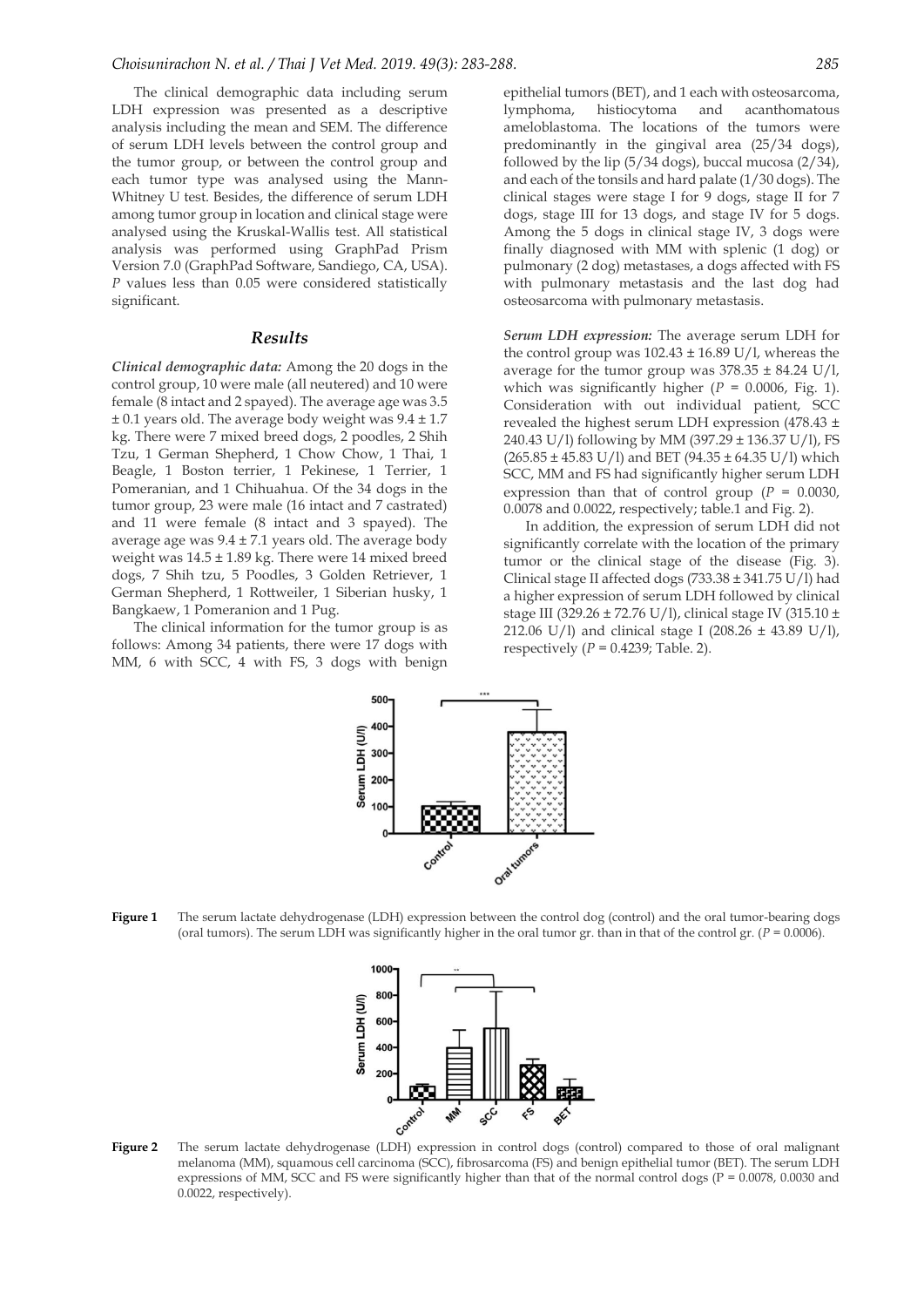The clinical demographic data including serum LDH expression was presented as a descriptive analysis including the mean and SEM. The difference of serum LDH levels between the control group and the tumor group, or between the control group and each tumor type was analysed using the Mann-Whitney U test. Besides, the difference of serum LDH among tumor group in location and clinical stage were analysed using the Kruskal-Wallis test. All statistical analysis was performed using GraphPad Prism Version 7.0 (GraphPad Software, Sandiego, CA, USA). *P* values less than 0.05 were considered statistically significant.

## Results

***Clinical demographic data:*** Among the 20 dogs in the control group, 10 were male (all neutered) and 10 were female (8 intact and 2 spayed). The average age was 3.5 ± 0.1 years old. The average body weight was 9.4 ± 1.7 kg. There were 7 mixed breed dogs, 2 poodles, 2 Shih Tzu, 1 German Shepherd, 1 Chow Chow, 1 Thai, 1 Beagle, 1 Boston terrier, 1 Pekinese, 1 Terrier, 1 Pomeranian, and 1 Chihuahua. Of the 34 dogs in the tumor group, 23 were male (16 intact and 7 castrated) and 11 were female (8 intact and 3 spayed). The average age was 9.4 ± 7.1 years old. The average body weight was 14.5 ± 1.89 kg. There were 14 mixed breed dogs, 7 Shih tzu, 5 Poodles, 3 Golden Retriever, 1 German Shepherd, 1 Rottweiler, 1 Siberian husky, 1 Bangkaew, 1 Pomeranion and 1 Pug.

The clinical information for the tumor group is as follows: Among 34 patients, there were 17 dogs with MM, 6 with SCC, 4 with FS, 3 dogs with benign epithelial tumors (BET), and 1 each with osteosarcoma, lymphoma, histiocytoma and acanthomatous ameloblastoma. The locations of the tumors were predominantly in the gingival area (25/34 dogs), followed by the lip (5/34 dogs), buccal mucosa (2/34), and each of the tonsils and hard palate (1/30 dogs). The clinical stages were stage I for 9 dogs, stage II for 7 dogs, stage III for 13 dogs, and stage IV for 5 dogs. Among the 5 dogs in clinical stage IV, 3 dogs were finally diagnosed with MM with splenic (1 dog) or pulmonary (2 dog) metastases, a dogs affected with FS with pulmonary metastasis and the last dog had osteosarcoma with pulmonary metastasis.

***Serum LDH expression:*** The average serum LDH for the control group was 102.43 ± 16.89 U/l, whereas the average for the tumor group was 378.35 ± 84.24 U/l, which was significantly higher (*P* = 0.0006, Fig. 1). Consideration with out individual patient, SCC revealed the highest serum LDH expression (478.43 ± 240.43 U/l) following by MM (397.29 ± 136.37 U/l), FS (265.85 ± 45.83 U/l) and BET (94.35 ± 64.35 U/l) which SCC, MM and FS had significantly higher serum LDH expression than that of control group (*P* = 0.0030, 0.0078 and 0.0022, respectively; table.1 and Fig. 2).

In addition, the expression of serum LDH did not significantly correlate with the location of the primary tumor or the clinical stage of the disease (Fig. 3). Clinical stage II affected dogs (733.38 ± 341.75 U/l) had a higher expression of serum LDH followed by clinical stage III (329.26 ± 72.76 U/l), clinical stage IV (315.10 ± 212.06 U/l) and clinical stage I (208.26 ± 43.89 U/l), respectively (*P* = 0.4239; Table. 2).

**Figure 1** The serum lactate dehydrogenase (LDH) expression between the control dog (control) and the oral tumor-bearing dogs (oral tumors). The serum LDH was significantly higher in the oral tumor gr. than in that of the control gr. (*P* = 0.0006).

**Figure 2** The serum lactate dehydrogenase (LDH) expression in control dogs (control) compared to those of oral malignant melanoma (MM), squamous cell carcinoma (SCC), fibrosarcoma (FS) and benign epithelial tumor (BET). The serum LDH expressions of MM, SCC and FS were significantly higher than that of the normal control dogs (P = 0.0078, 0.0030 and 0.0022, respectively).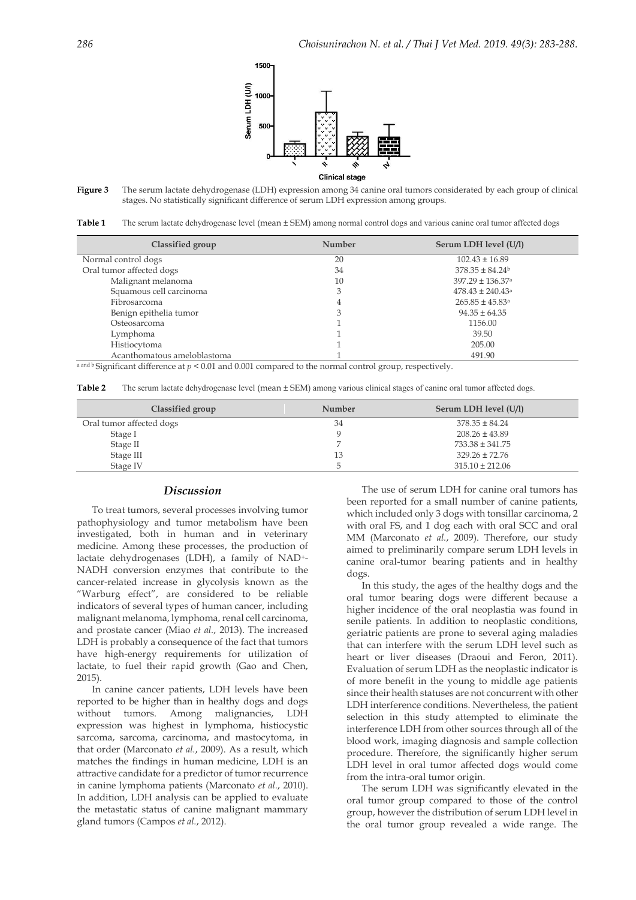**Figure 3** The serum lactate dehydrogenase (LDH) expression among 34 canine oral tumors considerated by each group of clinical stages. No statistically significant difference of serum LDH expression among groups.

**Table 1** The serum lactate dehydrogenase level (mean ± SEM) among normal control dogs and various canine oral tumor affected dogs

| Classified group | Number | Serum LDH level (U/l) |
|---|---|---|
| Normal control dogs | 20 | 102.43 ± 16.89 |
| Oral tumor affected dogs | 34 | 378.35 ± 84.24[b] |
| Malignant melanoma | 10 | 397.29 ± 136.37[a] |
| Squamous cell carcinoma | 3 | 478.43 ± 240.43[a] |
| Fibrosarcoma | 4 | 265.85 ± 45.83[a] |
| Benign epithelia tumor | 3 | 94.35 ± 64.35 |
| Osteosarcoma | 1 | 1156.00 |
| Lymphoma | 1 | 39.50 |
| Histiocytoma | 1 | 205.00 |
| Acanthomatous ameloblastoma | 1 | 491.90 |

[a and b] Significant difference at $p < 0.01$ and 0.001 compared to the normal control group, respectively.

**Table 2** The serum lactate dehydrogenase level (mean ± SEM) among various clinical stages of canine oral tumor affected dogs.

| Classified group | Number | Serum LDH level (U/l) |
|---|---|---|
| Oral tumor affected dogs | 34 | 378.35 ± 84.24 |
| Stage I | 9 | 208.26 ± 43.89 |
| Stage II | 7 | 733.38 ± 341.75 |
| Stage III | 13 | 329.26 ± 72.76 |
| Stage IV | 5 | 315.10 ± 212.06 |

## Discussion

To treat tumors, several processes involving tumor pathophysiology and tumor metabolism have been investigated, both in human and in veterinary medicine. Among these processes, the production of lactate dehydrogenases (LDH), a family of $NAD^+$-NADH conversion enzymes that contribute to the cancer-related increase in glycolysis known as the "Warburg effect", are considered to be reliable indicators of several types of human cancer, including malignant melanoma, lymphoma, renal cell carcinoma, and prostate cancer (Miao *et al.*, 2013). The increased LDH is probably a consequence of the fact that tumors have high-energy requirements for utilization of lactate, to fuel their rapid growth (Gao and Chen, 2015).

In canine cancer patients, LDH levels have been reported to be higher than in healthy dogs and dogs without tumors. Among malignancies, LDH expression was highest in lymphoma, histiocystic sarcoma, sarcoma, carcinoma, and mastocytoma, in that order (Marconato *et al.*, 2009). As a result, which matches the findings in human medicine, LDH is an attractive candidate for a predictor of tumor recurrence in canine lymphoma patients (Marconato *et al.*, 2010). In addition, LDH analysis can be applied to evaluate the metastatic status of canine malignant mammary gland tumors (Campos *et al.*, 2012).

The use of serum LDH for canine oral tumors has been reported for a small number of canine patients, which included only 3 dogs with tonsillar carcinoma, 2 with oral FS, and 1 dog each with oral SCC and oral MM (Marconato *et al.*, 2009). Therefore, our study aimed to preliminarily compare serum LDH levels in canine oral-tumor bearing patients and in healthy dogs.

In this study, the ages of the healthy dogs and the oral tumor bearing dogs were different because a higher incidence of the oral neoplastia was found in senile patients. In addition to neoplastic conditions, geriatric patients are prone to several aging maladies that can interfere with the serum LDH level such as heart or liver diseases (Draoui and Feron, 2011). Evaluation of serum LDH as the neoplastic indicator is of more benefit in the young to middle age patients since their health statuses are not concurrent with other LDH interference conditions. Nevertheless, the patient selection in this study attempted to eliminate the interference LDH from other sources through all of the blood work, imaging diagnosis and sample collection procedure. Therefore, the significantly higher serum LDH level in oral tumor affected dogs would come from the intra-oral tumor origin.

The serum LDH was significantly elevated in the oral tumor group compared to those of the control group, however the distribution of serum LDH level in the oral tumor group revealed a wide range. The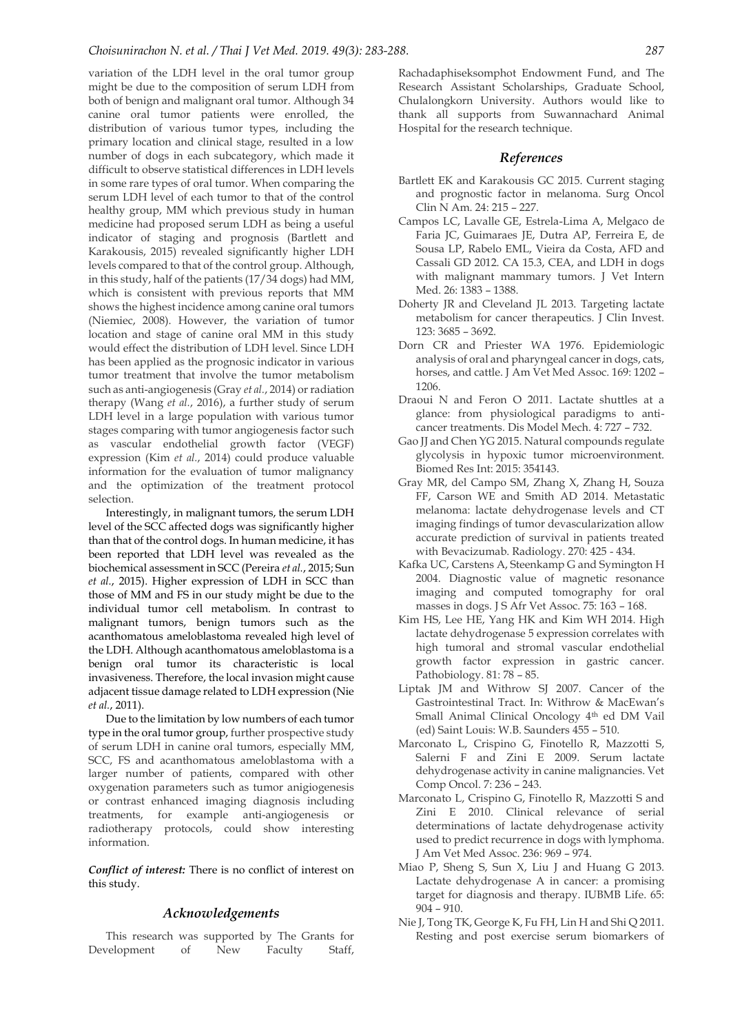variation of the LDH level in the oral tumor group might be due to the composition of serum LDH from both of benign and malignant oral tumor. Although 34 canine oral tumor patients were enrolled, the distribution of various tumor types, including the primary location and clinical stage, resulted in a low number of dogs in each subcategory, which made it difficult to observe statistical differences in LDH levels in some rare types of oral tumor. When comparing the serum LDH level of each tumor to that of the control healthy group, MM which previous study in human medicine had proposed serum LDH as being a useful indicator of staging and prognosis (Bartlett and Karakousis, 2015) revealed significantly higher LDH levels compared to that of the control group. Although, in this study, half of the patients (17/34 dogs) had MM, which is consistent with previous reports that MM shows the highest incidence among canine oral tumors (Niemiec, 2008). However, the variation of tumor location and stage of canine oral MM in this study would effect the distribution of LDH level. Since LDH has been applied as the prognosic indicator in various tumor treatment that involve the tumor metabolism such as anti-angiogenesis (Gray *et al.*, 2014) or radiation therapy (Wang *et al.*, 2016), a further study of serum LDH level in a large population with various tumor stages comparing with tumor angiogenesis factor such as vascular endothelial growth factor (VEGF) expression (Kim *et al.*, 2014) could produce valuable information for the evaluation of tumor malignancy and the optimization of the treatment protocol selection.

Interestingly, in malignant tumors, the serum LDH level of the SCC affected dogs was significantly higher than that of the control dogs. In human medicine, it has been reported that LDH level was revealed as the biochemical assessment in SCC (Pereira *et al.*, 2015; Sun *et al.*, 2015). Higher expression of LDH in SCC than those of MM and FS in our study might be due to the individual tumor cell metabolism. In contrast to malignant tumors, benign tumors such as the acanthomatous ameloblastoma revealed high level of the LDH. Although acanthomatous ameloblastoma is a benign oral tumor its characteristic is local invasiveness. Therefore, the local invasion might cause adjacent tissue damage related to LDH expression (Nie *et al.*, 2011).

Due to the limitation by low numbers of each tumor type in the oral tumor group, further prospective study of serum LDH in canine oral tumors, especially MM, SCC, FS and acanthomatous ameloblastoma with a larger number of patients, compared with other oxygenation parameters such as tumor anigiogenesis or contrast enhanced imaging diagnosis including treatments, for example anti-angiogenesis or radiotherapy protocols, could show interesting information.

***Conflict of interest:*** There is no conflict of interest on this study.

## *Acknowledgements*

This research was supported by The Grants for Development of New Faculty Staff, Rachadaphiseksomphot Endowment Fund, and The Research Assistant Scholarships, Graduate School, Chulalongkorn University. Authors would like to thank all supports from Suwannachard Animal Hospital for the research technique.

## *References*

Bartlett EK and Karakousis GC 2015. Current staging and prognostic factor in melanoma. Surg Oncol Clin N Am. 24: 215 – 227.

Campos LC, Lavalle GE, Estrela-Lima A, Melgaco de Faria JC, Guimaraes JE, Dutra AP, Ferreira E, de Sousa LP, Rabelo EML, Vieira da Costa, AFD and Cassali GD 2012. CA 15.3, CEA, and LDH in dogs with malignant mammary tumors. J Vet Intern Med. 26: 1383 – 1388.

Doherty JR and Cleveland JL 2013. Targeting lactate metabolism for cancer therapeutics. J Clin Invest. 123: 3685 – 3692.

Dorn CR and Priester WA 1976. Epidemiologic analysis of oral and pharyngeal cancer in dogs, cats, horses, and cattle. J Am Vet Med Assoc. 169: 1202 – 1206.

Draoui N and Feron O 2011. Lactate shuttles at a glance: from physiological paradigms to anti-cancer treatments. Dis Model Mech. 4: 727 – 732.

Gao JJ and Chen YG 2015. Natural compounds regulate glycolysis in hypoxic tumor microenvironment. Biomed Res Int: 2015: 354143.

Gray MR, del Campo SM, Zhang X, Zhang H, Souza FF, Carson WE and Smith AD 2014. Metastatic melanoma: lactate dehydrogenase levels and CT imaging findings of tumor devascularization allow accurate prediction of survival in patients treated with Bevacizumab. Radiology. 270: 425 - 434.

Kafka UC, Carstens A, Steenkamp G and Symington H 2004. Diagnostic value of magnetic resonance imaging and computed tomography for oral masses in dogs. J S Afr Vet Assoc. 75: 163 – 168.

Kim HS, Lee HE, Yang HK and Kim WH 2014. High lactate dehydrogenase 5 expression correlates with high tumoral and stromal vascular endothelial growth factor expression in gastric cancer. Pathobiology. 81: 78 – 85.

Liptak JM and Withrow SJ 2007. Cancer of the Gastrointestinal Tract. In: Withrow & MacEwan's Small Animal Clinical Oncology 4th ed DM Vail (ed) Saint Louis: W.B. Saunders 455 – 510.

Marconato L, Crispino G, Finotello R, Mazzotti S, Salerni F and Zini E 2009. Serum lactate dehydrogenase activity in canine malignancies. Vet Comp Oncol. 7: 236 – 243.

Marconato L, Crispino G, Finotello R, Mazzotti S and Zini E 2010. Clinical relevance of serial determinations of lactate dehydrogenase activity used to predict recurrence in dogs with lymphoma. J Am Vet Med Assoc. 236: 969 – 974.

Miao P, Sheng S, Sun X, Liu J and Huang G 2013. Lactate dehydrogenase A in cancer: a promising target for diagnosis and therapy. IUBMB Life. 65: 904 – 910.

Nie J, Tong TK, George K, Fu FH, Lin H and Shi Q 2011. Resting and post exercise serum biomarkers of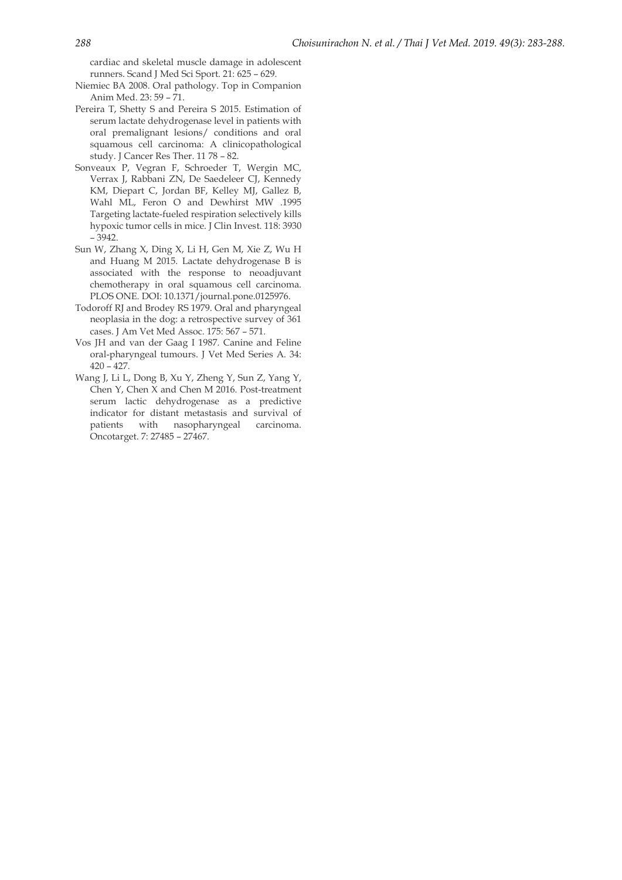cardiac and skeletal muscle damage in adolescent runners. Scand J Med Sci Sport. 21: 625 – 629.

Niemiec BA 2008. Oral pathology. Top in Companion Anim Med. 23: 59 – 71.

Pereira T, Shetty S and Pereira S 2015. Estimation of serum lactate dehydrogenase level in patients with oral premalignant lesions/ conditions and oral squamous cell carcinoma: A clinicopathological study. J Cancer Res Ther. 11 78 – 82.

Sonveaux P, Vegran F, Schroeder T, Wergin MC, Verrax J, Rabbani ZN, De Saedeleer CJ, Kennedy KM, Diepart C, Jordan BF, Kelley MJ, Gallez B, Wahl ML, Feron O and Dewhirst MW .1995 Targeting lactate-fueled respiration selectively kills hypoxic tumor cells in mice. J Clin Invest. 118: 3930 – 3942.

Sun W, Zhang X, Ding X, Li H, Gen M, Xie Z, Wu H and Huang M 2015. Lactate dehydrogenase B is associated with the response to neoadjuvant chemotherapy in oral squamous cell carcinoma. PLOS ONE. DOI: 10.1371/journal.pone.0125976.

Todoroff RJ and Brodey RS 1979. Oral and pharyngeal neoplasia in the dog: a retrospective survey of 361 cases. J Am Vet Med Assoc. 175: 567 – 571.

Vos JH and van der Gaag I 1987. Canine and Feline oral-pharyngeal tumours. J Vet Med Series A. 34: 420 – 427.

Wang J, Li L, Dong B, Xu Y, Zheng Y, Sun Z, Yang Y, Chen Y, Chen X and Chen M 2016. Post-treatment serum lactic dehydrogenase as a predictive indicator for distant metastasis and survival of patients with nasopharyngeal carcinoma. Oncotarget. 7: 27485 – 27467.